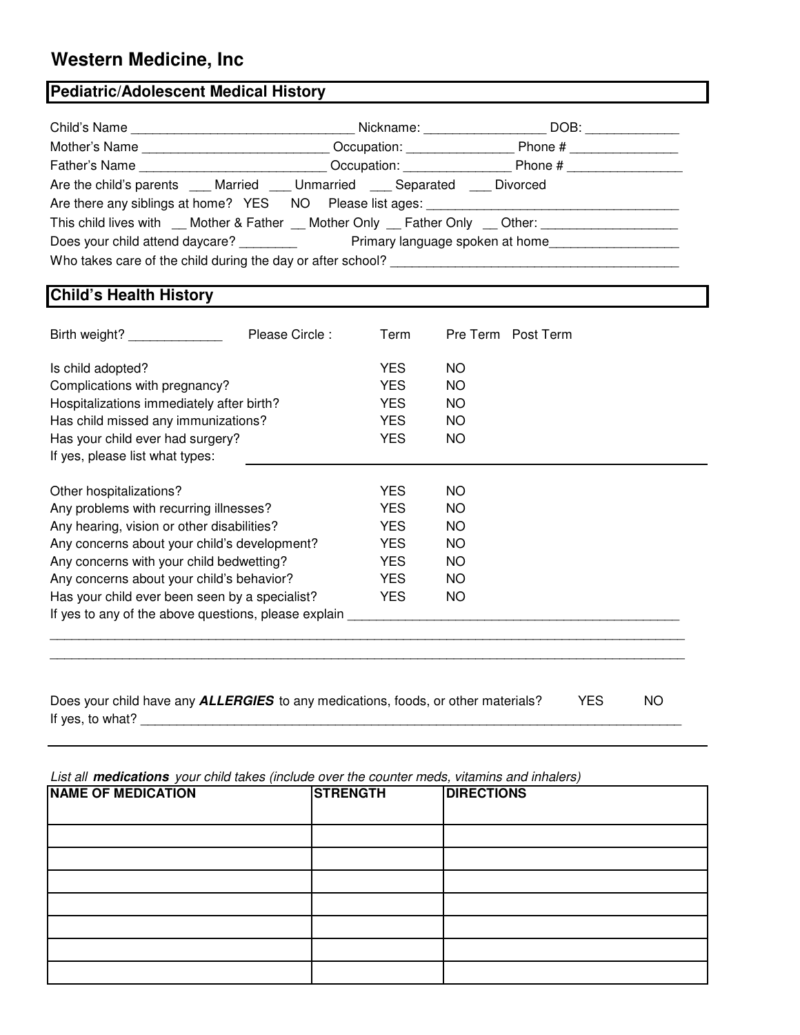# Western Medicine, Inc

## Pediatric/Adolescent Medical History

Child's Name _______________________________ Nickname: ________________ DOB: _____________

Mother's Name _________________________ Occupation: ______________ Phone # _______________

Father's Name _________________________ Occupation: ______________ Phone # ________________

Are the child's parents ___ Married ___ Unmarried ___ Separated ___ Divorced

Are there any siblings at home? YES NO Please list ages: ___________________________________

This child lives with __ Mother & Father __ Mother Only __ Father Only __ Other: __________________

Does your child attend daycare? ________ Primary language spoken at home_________________

Who takes care of the child during the day or after school? _______________________________________

## Child's Health History

Birth weight? _____________ Please Circle : Term Pre Term Post Term

| | | |
|---|---|---|
| Is child adopted? | YES | NO |
| Complications with pregnancy? | YES | NO |
| Hospitalizations immediately after birth? | YES | NO |
| Has child missed any immunizations? | YES | NO |
| Has your child ever had surgery? | YES | NO |

If yes, please list what types: _______________________________________________

| | | |
|---|---|---|
| Other hospitalizations? | YES | NO |
| Any problems with recurring illnesses? | YES | NO |
| Any hearing, vision or other disabilities? | YES | NO |
| Any concerns about your child's development? | YES | NO |
| Any concerns with your child bedwetting? | YES | NO |
| Any concerns about your child's behavior? | YES | NO |
| Has your child ever been seen by a specialist? | YES | NO |

If yes to any of the above questions, please explain _____________________________________________

_____________________________________________________________________________________________

_____________________________________________________________________________________________

Does your child have any ***ALLERGIES*** to any medications, foods, or other materials? YES NO

If yes, to what? _____________________________________________________________________________

*List all **medications** your child takes (include over the counter meds, vitamins and inhalers)*

| NAME OF MEDICATION | STRENGTH | DIRECTIONS |
|---|---|---|
| | | |
| | | |
| | | |
| | | |
| | | |
| | | |
| | | |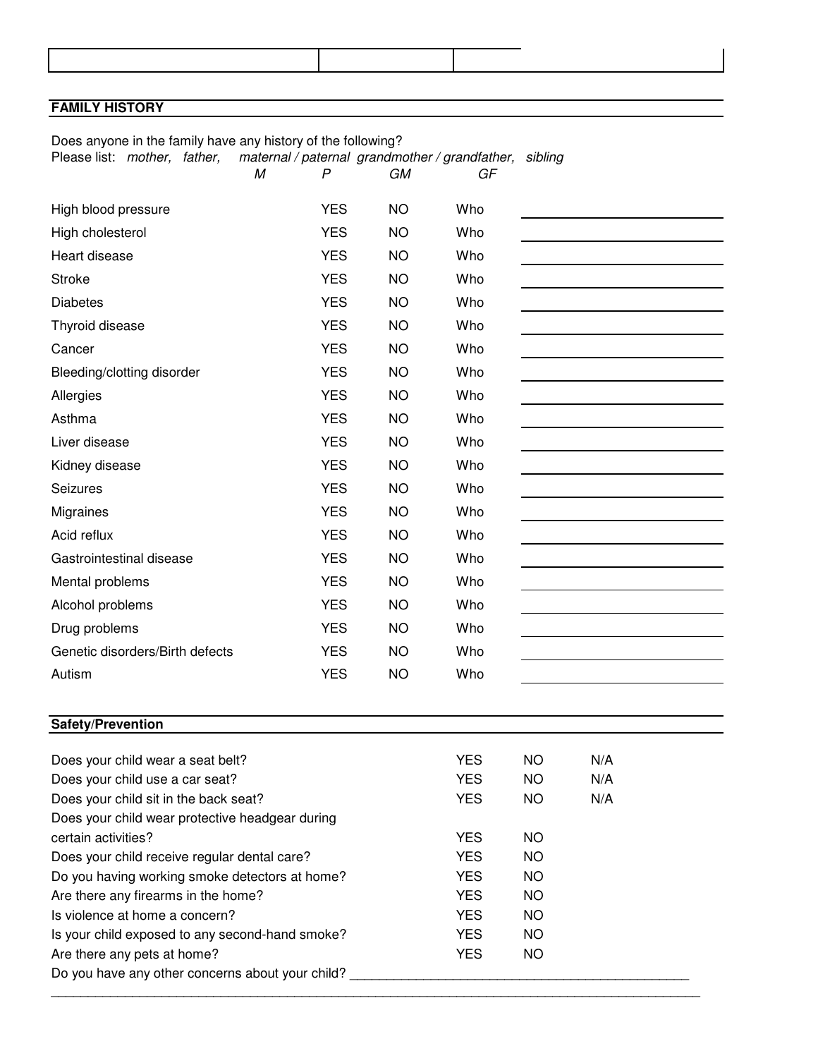| | | |
|---|---|---|
| | | |

## FAMILY HISTORY

Does anyone in the family have any history of the following?
Please list: *mother, father, maternal / paternal grandmother / grandfather, sibling*
*M P GM GF*

| | | | | |
|---|---|---|---|---|
| High blood pressure | YES | NO | Who | ________ |
| High cholesterol | YES | NO | Who | ________ |
| Heart disease | YES | NO | Who | ________ |
| Stroke | YES | NO | Who | ________ |
| Diabetes | YES | NO | Who | ________ |
| Thyroid disease | YES | NO | Who | ________ |
| Cancer | YES | NO | Who | ________ |
| Bleeding/clotting disorder | YES | NO | Who | ________ |
| Allergies | YES | NO | Who | ________ |
| Asthma | YES | NO | Who | ________ |
| Liver disease | YES | NO | Who | ________ |
| Kidney disease | YES | NO | Who | ________ |
| Seizures | YES | NO | Who | ________ |
| Migraines | YES | NO | Who | ________ |
| Acid reflux | YES | NO | Who | ________ |
| Gastrointestinal disease | YES | NO | Who | ________ |
| Mental problems | YES | NO | Who | ________ |
| Alcohol problems | YES | NO | Who | ________ |
| Drug problems | YES | NO | Who | ________ |
| Genetic disorders/Birth defects | YES | NO | Who | ________ |
| Autism | YES | NO | Who | ________ |

## Safety/Prevention

| | | | |
|---|---|---|---|
| Does your child wear a seat belt? | YES | NO | N/A |
| Does your child use a car seat? | YES | NO | N/A |
| Does your child sit in the back seat? | YES | NO | N/A |
| Does your child wear protective headgear during certain activities? | YES | NO | |
| Does your child receive regular dental care? | YES | NO | |
| Do you having working smoke detectors at home? | YES | NO | |
| Are there any firearms in the home? | YES | NO | |
| Is violence at home a concern? | YES | NO | |
| Is your child exposed to any second-hand smoke? | YES | NO | |
| Are there any pets at home? | YES | NO | |

Do you have any other concerns about your child? ______________________________________________

_______________________________________________________________________________